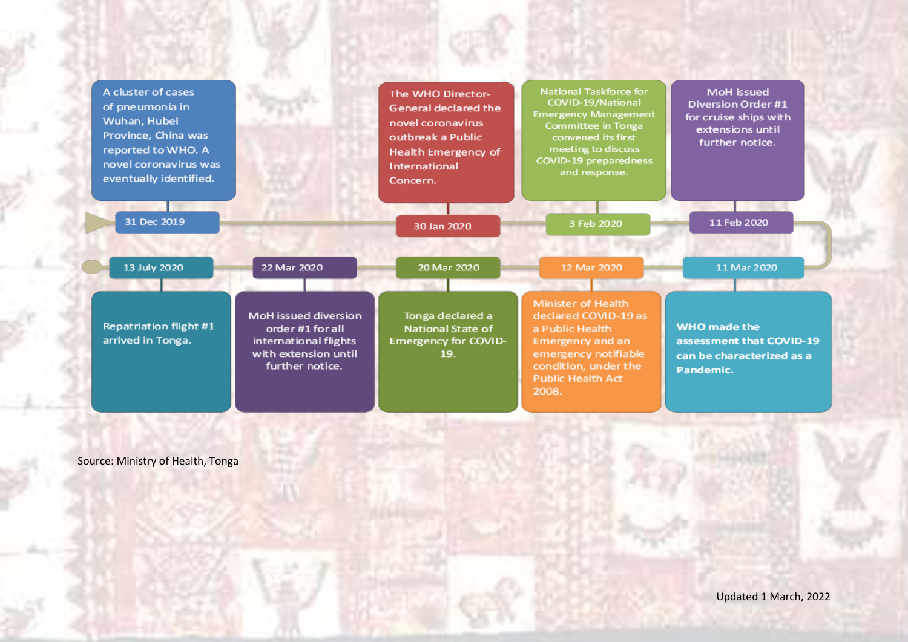- **31 Dec 2019** — A cluster of cases of pneumonia in Wuhan, Hubei Province, China was reported to WHO. A novel coronavirus was eventually identified.
- **30 Jan 2020** — The WHO Director-General declared the novel coronavirus outbreak a Public Health Emergency of International Concern.
- **3 Feb 2020** — National Taskforce for COVID-19/National Emergency Management Committee in Tonga convened its first meeting to discuss COVID-19 preparedness and response.
- **11 Feb 2020** — MoH issued Diversion Order #1 for cruise ships with extensions until further notice.
- **11 Mar 2020** — WHO made the assessment that COVID-19 can be characterized as a Pandemic.
- **12 Mar 2020** — Minister of Health declared COVID-19 as a Public Health Emergency and an emergency notifiable condition, under the Public Health Act 2008.
- **20 Mar 2020** — Tonga declared a National State of Emergency for COVID-19.
- **22 Mar 2020** — MoH issued diversion order #1 for all international flights with extension until further notice.
- **13 July 2020** — Repatriation flight #1 arrived in Tonga.

Source: Ministry of Health, Tonga

Updated 1 March, 2022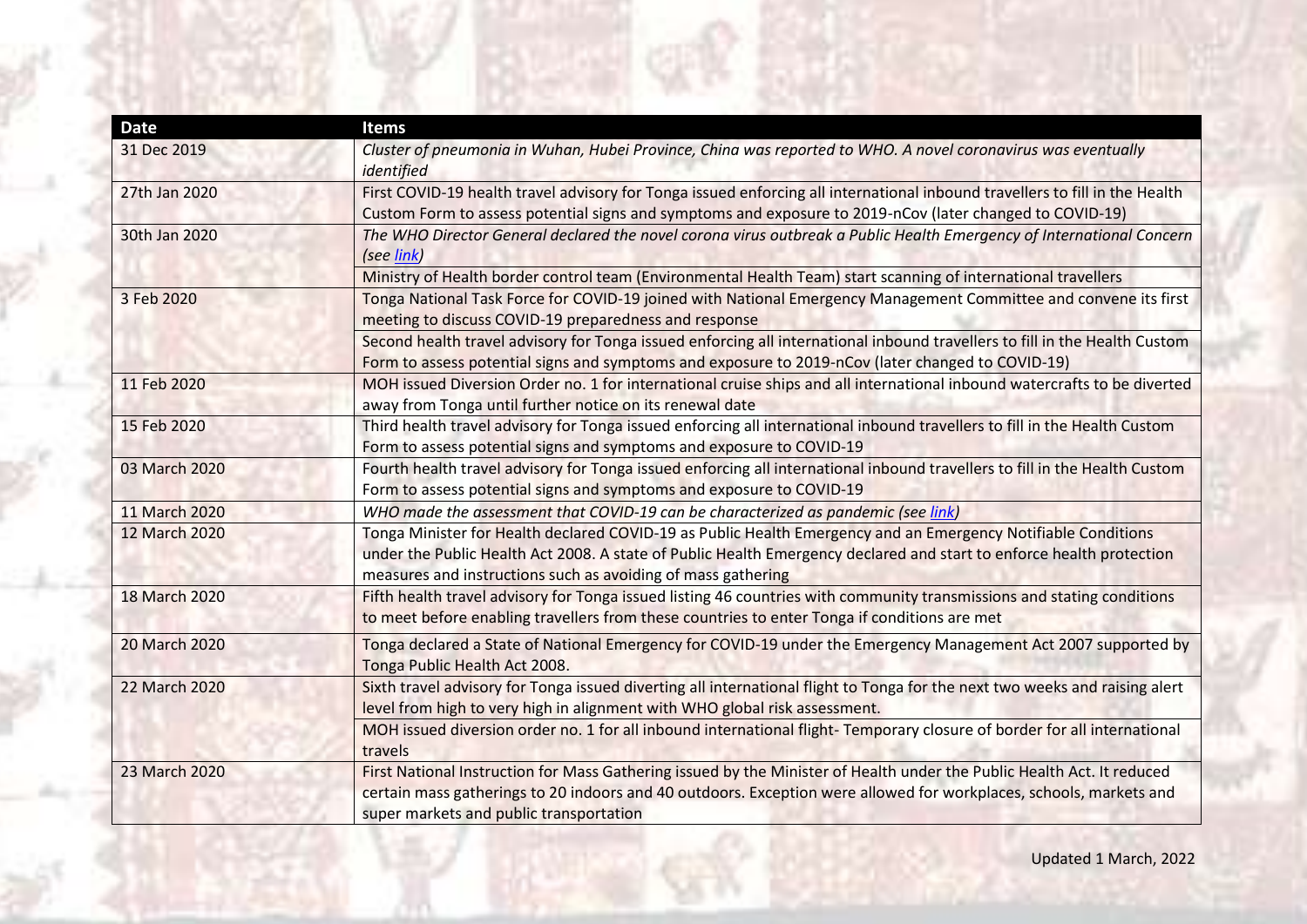| Date | Items |
| --- | --- |
| 31 Dec 2019 | *Cluster of pneumonia in Wuhan, Hubei Province, China was reported to WHO. A novel coronavirus was eventually identified* |
| 27th Jan 2020 | First COVID-19 health travel advisory for Tonga issued enforcing all international inbound travellers to fill in the Health Custom Form to assess potential signs and symptoms and exposure to 2019-nCov (later changed to COVID-19) |
| 30th Jan 2020 | *The WHO Director General declared the novel corona virus outbreak a Public Health Emergency of International Concern (see link)* |
| | Ministry of Health border control team (Environmental Health Team) start scanning of international travellers |
| 3 Feb 2020 | Tonga National Task Force for COVID-19 joined with National Emergency Management Committee and convene its first meeting to discuss COVID-19 preparedness and response |
| | Second health travel advisory for Tonga issued enforcing all international inbound travellers to fill in the Health Custom Form to assess potential signs and symptoms and exposure to 2019-nCov (later changed to COVID-19) |
| 11 Feb 2020 | MOH issued Diversion Order no. 1 for international cruise ships and all international inbound watercrafts to be diverted away from Tonga until further notice on its renewal date |
| 15 Feb 2020 | Third health travel advisory for Tonga issued enforcing all international inbound travellers to fill in the Health Custom Form to assess potential signs and symptoms and exposure to COVID-19 |
| 03 March 2020 | Fourth health travel advisory for Tonga issued enforcing all international inbound travellers to fill in the Health Custom Form to assess potential signs and symptoms and exposure to COVID-19 |
| 11 March 2020 | *WHO made the assessment that COVID-19 can be characterized as pandemic (see link)* |
| 12 March 2020 | Tonga Minister for Health declared COVID-19 as Public Health Emergency and an Emergency Notifiable Conditions under the Public Health Act 2008. A state of Public Health Emergency declared and start to enforce health protection measures and instructions such as avoiding of mass gathering |
| 18 March 2020 | Fifth health travel advisory for Tonga issued listing 46 countries with community transmissions and stating conditions to meet before enabling travellers from these countries to enter Tonga if conditions are met |
| 20 March 2020 | Tonga declared a State of National Emergency for COVID-19 under the Emergency Management Act 2007 supported by Tonga Public Health Act 2008. |
| 22 March 2020 | Sixth travel advisory for Tonga issued diverting all international flight to Tonga for the next two weeks and raising alert level from high to very high in alignment with WHO global risk assessment. |
| | MOH issued diversion order no. 1 for all inbound international flight- Temporary closure of border for all international travels |
| 23 March 2020 | First National Instruction for Mass Gathering issued by the Minister of Health under the Public Health Act. It reduced certain mass gatherings to 20 indoors and 40 outdoors. Exception were allowed for workplaces, schools, markets and super markets and public transportation |

Updated 1 March, 2022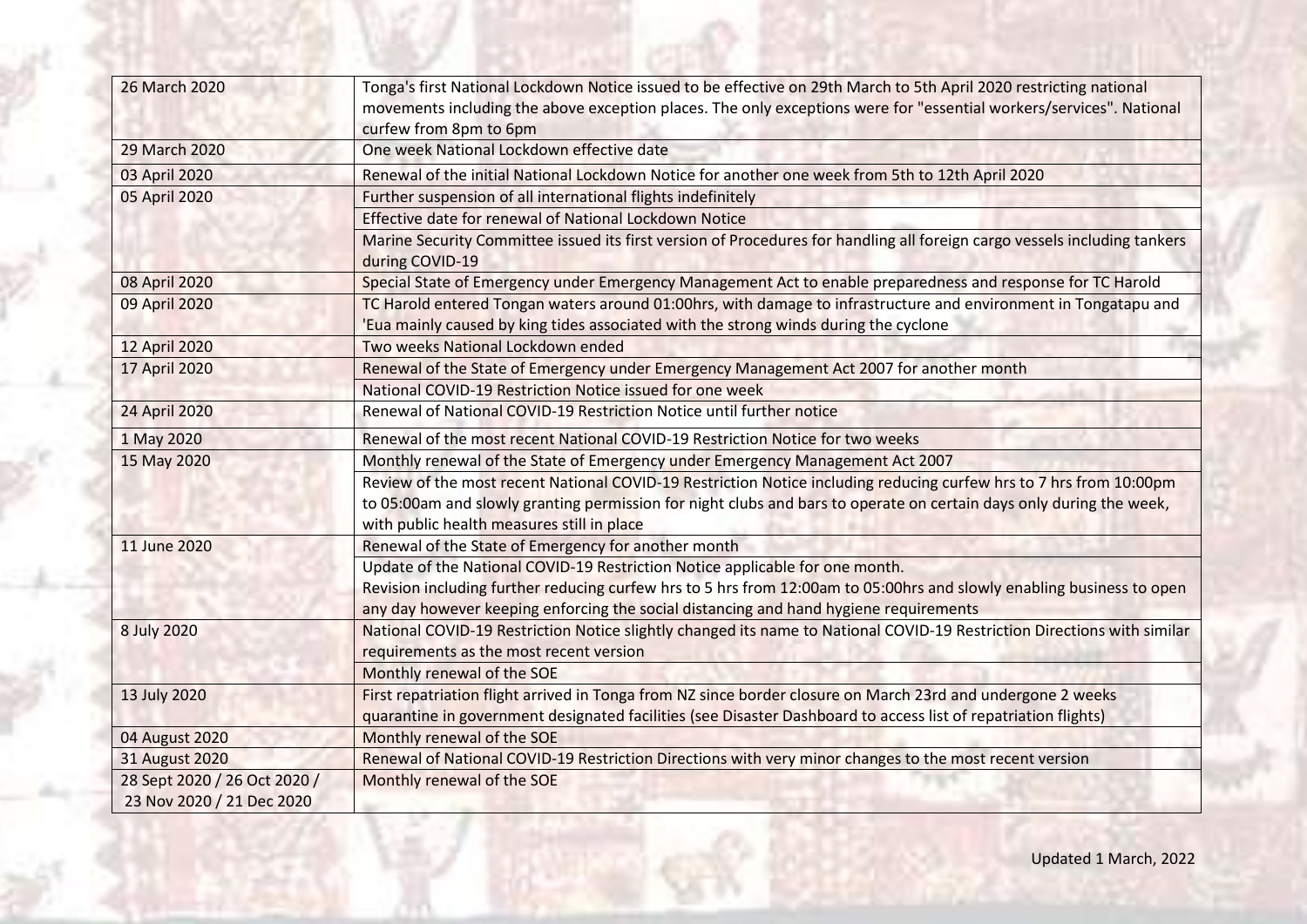| | |
|---|---|
| 26 March 2020 | Tonga's first National Lockdown Notice issued to be effective on 29th March to 5th April 2020 restricting national movements including the above exception places. The only exceptions were for "essential workers/services". National curfew from 8pm to 6pm |
| 29 March 2020 | One week National Lockdown effective date |
| 03 April 2020 | Renewal of the initial National Lockdown Notice for another one week from 5th to 12th April 2020 |
| 05 April 2020 | Further suspension of all international flights indefinitely |
| | Effective date for renewal of National Lockdown Notice |
| | Marine Security Committee issued its first version of Procedures for handling all foreign cargo vessels including tankers during COVID-19 |
| 08 April 2020 | Special State of Emergency under Emergency Management Act to enable preparedness and response for TC Harold |
| 09 April 2020 | TC Harold entered Tongan waters around 01:00hrs, with damage to infrastructure and environment in Tongatapu and 'Eua mainly caused by king tides associated with the strong winds during the cyclone |
| 12 April 2020 | Two weeks National Lockdown ended |
| 17 April 2020 | Renewal of the State of Emergency under Emergency Management Act 2007 for another month |
| | National COVID-19 Restriction Notice issued for one week |
| 24 April 2020 | Renewal of National COVID-19 Restriction Notice until further notice |
| 1 May 2020 | Renewal of the most recent National COVID-19 Restriction Notice for two weeks |
| 15 May 2020 | Monthly renewal of the State of Emergency under Emergency Management Act 2007 |
| | Review of the most recent National COVID-19 Restriction Notice including reducing curfew hrs to 7 hrs from 10:00pm to 05:00am and slowly granting permission for night clubs and bars to operate on certain days only during the week, with public health measures still in place |
| 11 June 2020 | Renewal of the State of Emergency for another month |
| | Update of the National COVID-19 Restriction Notice applicable for one month. Revision including further reducing curfew hrs to 5 hrs from 12:00am to 05:00hrs and slowly enabling business to open any day however keeping enforcing the social distancing and hand hygiene requirements |
| 8 July 2020 | National COVID-19 Restriction Notice slightly changed its name to National COVID-19 Restriction Directions with similar requirements as the most recent version |
| | Monthly renewal of the SOE |
| 13 July 2020 | First repatriation flight arrived in Tonga from NZ since border closure on March 23rd and undergone 2 weeks quarantine in government designated facilities (see Disaster Dashboard to access list of repatriation flights) |
| 04 August 2020 | Monthly renewal of the SOE |
| 31 August 2020 | Renewal of National COVID-19 Restriction Directions with very minor changes to the most recent version |
| 28 Sept 2020 / 26 Oct 2020 / 23 Nov 2020 / 21 Dec 2020 | Monthly renewal of the SOE |

Updated 1 March, 2022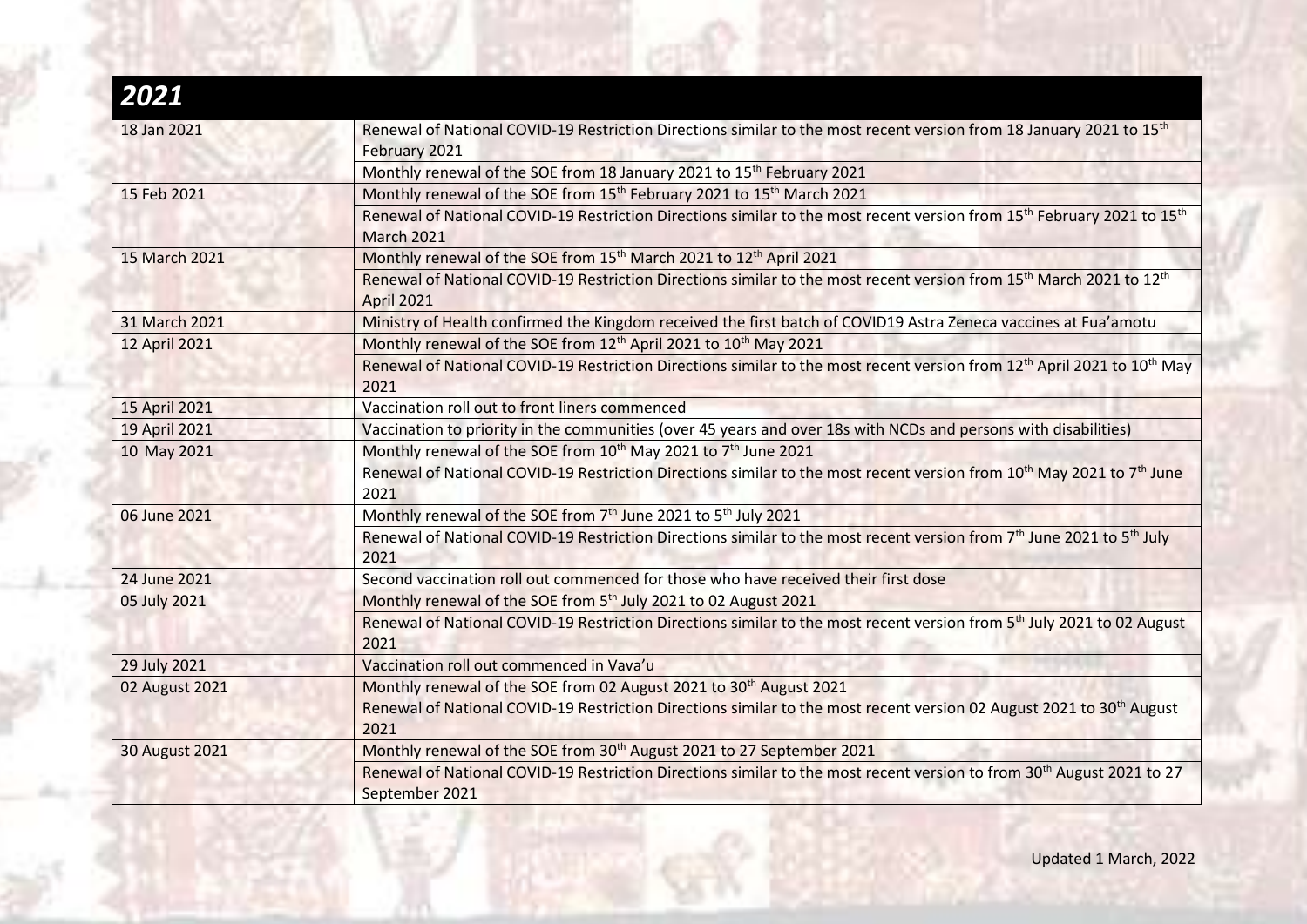## 2021

| Date | Event |
|---|---|
| 18 Jan 2021 | Renewal of National COVID-19 Restriction Directions similar to the most recent version from 18 January 2021 to 15th February 2021 |
| | Monthly renewal of the SOE from 18 January 2021 to 15th February 2021 |
| 15 Feb 2021 | Monthly renewal of the SOE from 15th February 2021 to 15th March 2021 |
| | Renewal of National COVID-19 Restriction Directions similar to the most recent version from 15th February 2021 to 15th March 2021 |
| 15 March 2021 | Monthly renewal of the SOE from 15th March 2021 to 12th April 2021 |
| | Renewal of National COVID-19 Restriction Directions similar to the most recent version from 15th March 2021 to 12th April 2021 |
| 31 March 2021 | Ministry of Health confirmed the Kingdom received the first batch of COVID19 Astra Zeneca vaccines at Fua'amotu |
| 12 April 2021 | Monthly renewal of the SOE from 12th April 2021 to 10th May 2021 |
| | Renewal of National COVID-19 Restriction Directions similar to the most recent version from 12th April 2021 to 10th May 2021 |
| 15 April 2021 | Vaccination roll out to front liners commenced |
| 19 April 2021 | Vaccination to priority in the communities (over 45 years and over 18s with NCDs and persons with disabilities) |
| 10 May 2021 | Monthly renewal of the SOE from 10th May 2021 to 7th June 2021 |
| | Renewal of National COVID-19 Restriction Directions similar to the most recent version from 10th May 2021 to 7th June 2021 |
| 06 June 2021 | Monthly renewal of the SOE from 7th June 2021 to 5th July 2021 |
| | Renewal of National COVID-19 Restriction Directions similar to the most recent version from 7th June 2021 to 5th July 2021 |
| 24 June 2021 | Second vaccination roll out commenced for those who have received their first dose |
| 05 July 2021 | Monthly renewal of the SOE from 5th July 2021 to 02 August 2021 |
| | Renewal of National COVID-19 Restriction Directions similar to the most recent version from 5th July 2021 to 02 August 2021 |
| 29 July 2021 | Vaccination roll out commenced in Vava'u |
| 02 August 2021 | Monthly renewal of the SOE from 02 August 2021 to 30th August 2021 |
| | Renewal of National COVID-19 Restriction Directions similar to the most recent version 02 August 2021 to 30th August 2021 |
| 30 August 2021 | Monthly renewal of the SOE from 30th August 2021 to 27 September 2021 |
| | Renewal of National COVID-19 Restriction Directions similar to the most recent version to from 30th August 2021 to 27 September 2021 |

Updated 1 March, 2022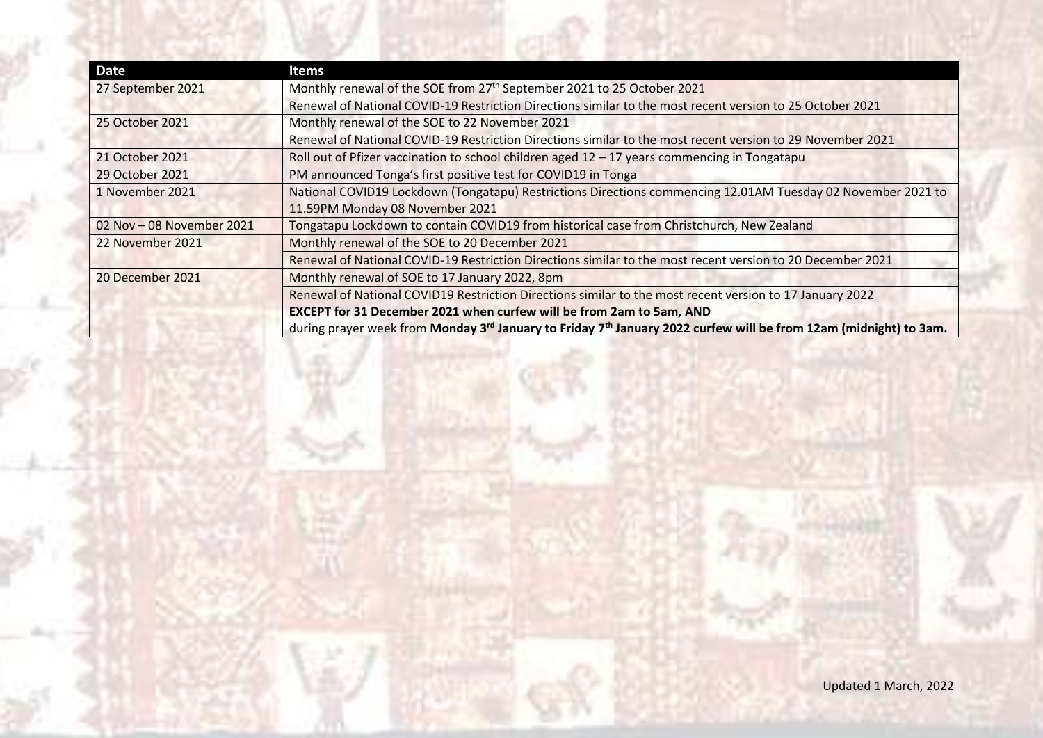| Date | Items |
|---|---|
| 27 September 2021 | Monthly renewal of the SOE from 27th September 2021 to 25 October 2021 |
| | Renewal of National COVID-19 Restriction Directions similar to the most recent version to 25 October 2021 |
| 25 October 2021 | Monthly renewal of the SOE to 22 November 2021 |
| | Renewal of National COVID-19 Restriction Directions similar to the most recent version to 29 November 2021 |
| 21 October 2021 | Roll out of Pfizer vaccination to school children aged 12 – 17 years commencing in Tongatapu |
| 29 October 2021 | PM announced Tonga's first positive test for COVID19 in Tonga |
| 1 November 2021 | National COVID19 Lockdown (Tongatapu) Restrictions Directions commencing 12.01AM Tuesday 02 November 2021 to 11.59PM Monday 08 November 2021 |
| 02 Nov – 08 November 2021 | Tongatapu Lockdown to contain COVID19 from historical case from Christchurch, New Zealand |
| 22 November 2021 | Monthly renewal of the SOE to 20 December 2021 |
| | Renewal of National COVID-19 Restriction Directions similar to the most recent version to 20 December 2021 |
| 20 December 2021 | Monthly renewal of SOE to 17 January 2022, 8pm |
| | Renewal of National COVID19 Restriction Directions similar to the most recent version to 17 January 2022 **EXCEPT for 31 December 2021 when curfew will be from 2am to 5am, AND** during prayer week from **Monday 3rd January to Friday 7th January 2022 curfew will be from 12am (midnight) to 3am.** |

Updated 1 March, 2022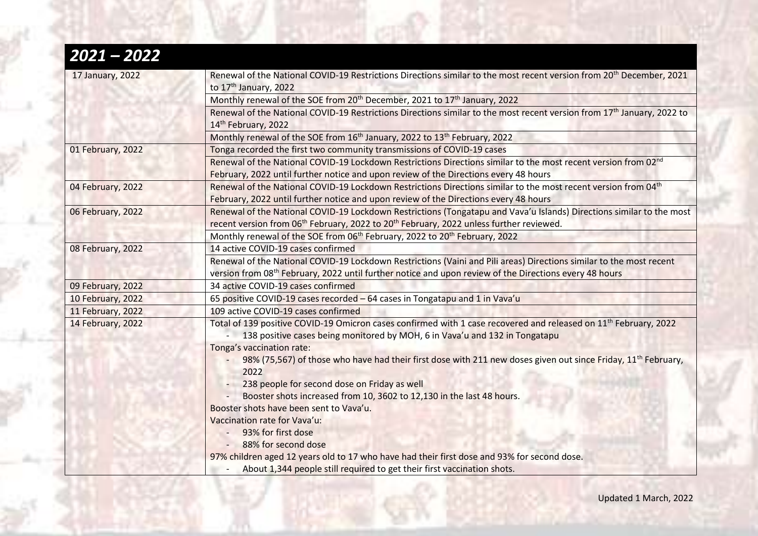## 2021 – 2022

| Date | Event |
|---|---|
| 17 January, 2022 | Renewal of the National COVID-19 Restrictions Directions similar to the most recent version from 20th December, 2021 to 17th January, 2022 |
| | Monthly renewal of the SOE from 20th December, 2021 to 17th January, 2022 |
| | Renewal of the National COVID-19 Restrictions Directions similar to the most recent version from 17th January, 2022 to 14th February, 2022 |
| | Monthly renewal of the SOE from 16th January, 2022 to 13th February, 2022 |
| 01 February, 2022 | Tonga recorded the first two community transmissions of COVID-19 cases |
| | Renewal of the National COVID-19 Lockdown Restrictions Directions similar to the most recent version from 02nd February, 2022 until further notice and upon review of the Directions every 48 hours |
| 04 February, 2022 | Renewal of the National COVID-19 Lockdown Restrictions Directions similar to the most recent version from 04th February, 2022 until further notice and upon review of the Directions every 48 hours |
| 06 February, 2022 | Renewal of the National COVID-19 Lockdown Restrictions (Tongatapu and Vava'u Islands) Directions similar to the most recent version from 06th February, 2022 to 20th February, 2022 unless further reviewed. |
| | Monthly renewal of the SOE from 06th February, 2022 to 20th February, 2022 |
| 08 February, 2022 | 14 active COVID-19 cases confirmed |
| | Renewal of the National COVID-19 Lockdown Restrictions (Vaini and Pili areas) Directions similar to the most recent version from 08th February, 2022 until further notice and upon review of the Directions every 48 hours |
| 09 February, 2022 | 34 active COVID-19 cases confirmed |
| 10 February, 2022 | 65 positive COVID-19 cases recorded – 64 cases in Tongatapu and 1 in Vava'u |
| 11 February, 2022 | 109 active COVID-19 cases confirmed |
| 14 February, 2022 | Total of 139 positive COVID-19 Omicron cases confirmed with 1 case recovered and released on 11th February, 2022<br>- 138 positive cases being monitored by MOH, 6 in Vava'u and 132 in Tongatapu<br>Tonga's vaccination rate:<br>- 98% (75,567) of those who have had their first dose with 211 new doses given out since Friday, 11th February, 2022<br>- 238 people for second dose on Friday as well<br>- Booster shots increased from 10, 3602 to 12,130 in the last 48 hours.<br>Booster shots have been sent to Vava'u.<br>Vaccination rate for Vava'u:<br>- 93% for first dose<br>- 88% for second dose<br>97% children aged 12 years old to 17 who have had their first dose and 93% for second dose.<br>- About 1,344 people still required to get their first vaccination shots. |

Updated 1 March, 2022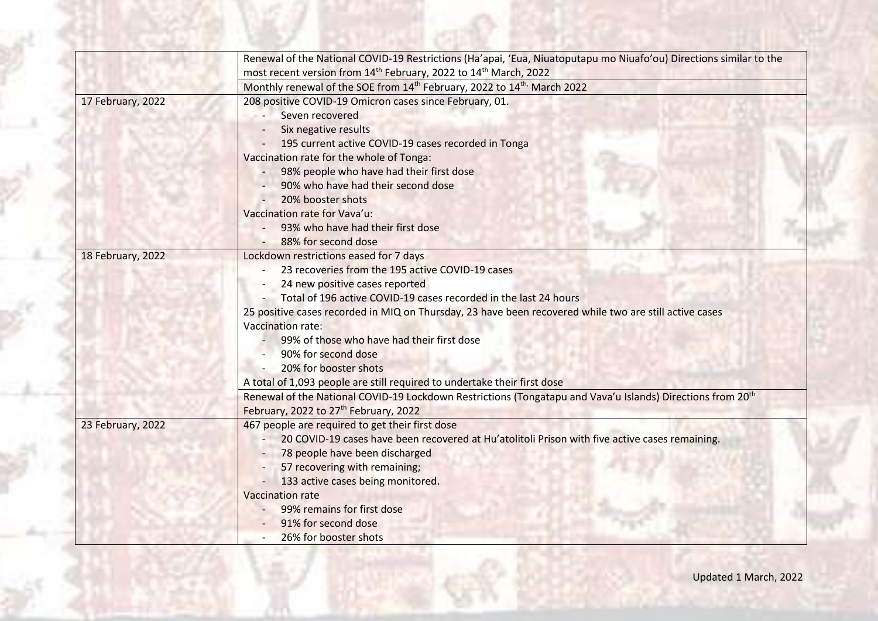| | |
|---|---|
| | Renewal of the National COVID-19 Restrictions (Ha'apai, 'Eua, Niuatoputapu mo Niuafo'ou) Directions similar to the most recent version from 14th February, 2022 to 14th March, 2022 |
| | Monthly renewal of the SOE from 14th February, 2022 to 14th March 2022 |
| 17 February, 2022 | 208 positive COVID-19 Omicron cases since February, 01.<br>- Seven recovered<br>- Six negative results<br>- 195 current active COVID-19 cases recorded in Tonga<br>Vaccination rate for the whole of Tonga:<br>- 98% people who have had their first dose<br>- 90% who have had their second dose<br>- 20% booster shots<br>Vaccination rate for Vava'u:<br>- 93% who have had their first dose<br>- 88% for second dose |
| 18 February, 2022 | Lockdown restrictions eased for 7 days<br>- 23 recoveries from the 195 active COVID-19 cases<br>- 24 new positive cases reported<br>- Total of 196 active COVID-19 cases recorded in the last 24 hours<br>25 positive cases recorded in MIQ on Thursday, 23 have been recovered while two are still active cases<br>Vaccination rate:<br>- 99% of those who have had their first dose<br>- 90% for second dose<br>- 20% for booster shots<br>A total of 1,093 people are still required to undertake their first dose |
| | Renewal of the National COVID-19 Lockdown Restrictions (Tongatapu and Vava'u Islands) Directions from 20th February, 2022 to 27th February, 2022 |
| 23 February, 2022 | 467 people are required to get their first dose<br>- 20 COVID-19 cases have been recovered at Hu'atolitoli Prison with five active cases remaining.<br>- 78 people have been discharged<br>- 57 recovering with remaining;<br>- 133 active cases being monitored.<br>Vaccination rate<br>- 99% remains for first dose<br>- 91% for second dose<br>- 26% for booster shots |

Updated 1 March, 2022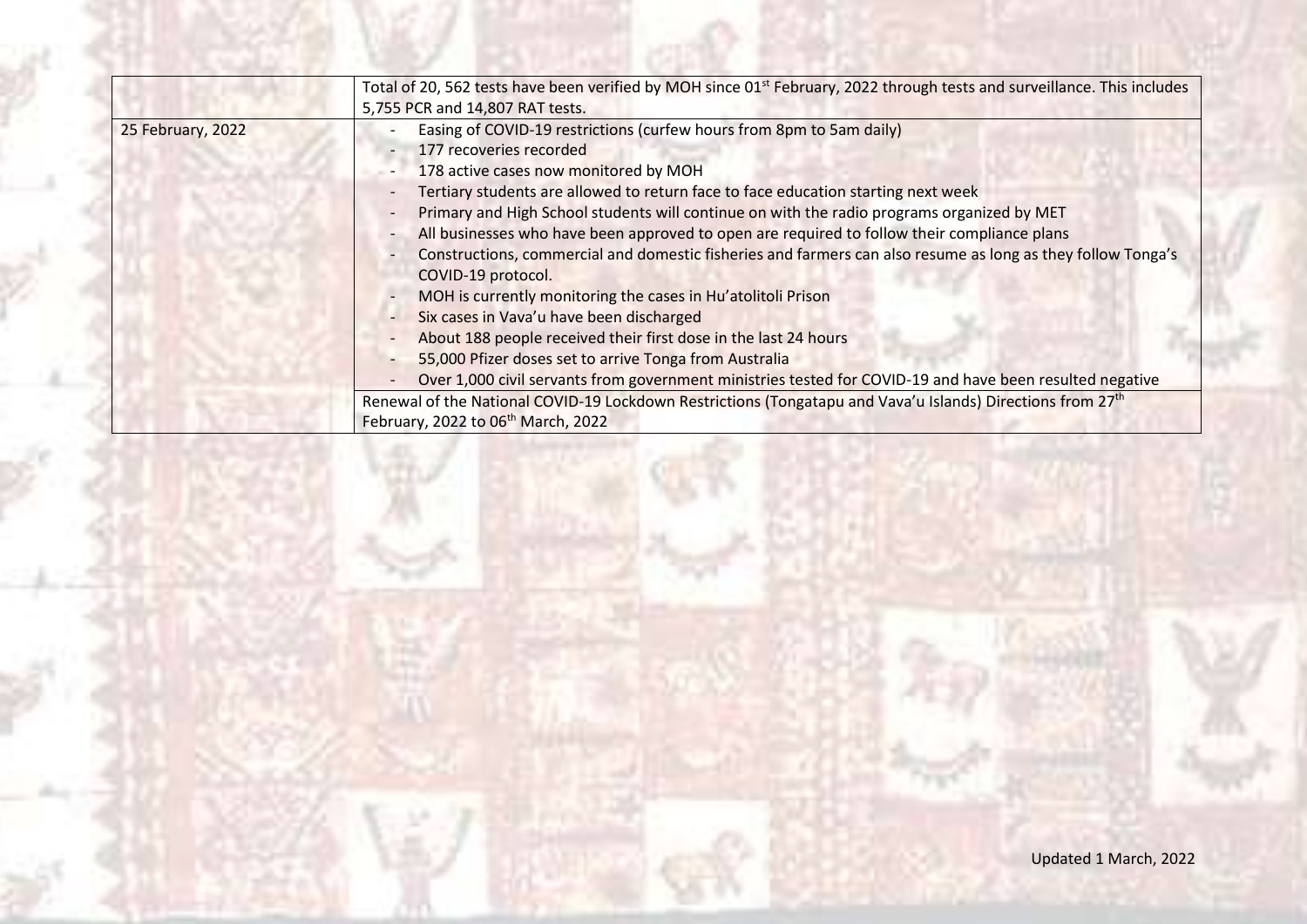| | |
|---|---|
| | Total of 20, 562 tests have been verified by MOH since 01st February, 2022 through tests and surveillance. This includes 5,755 PCR and 14,807 RAT tests. |
| 25 February, 2022 | - Easing of COVID-19 restrictions (curfew hours from 8pm to 5am daily)<br>- 177 recoveries recorded<br>- 178 active cases now monitored by MOH<br>- Tertiary students are allowed to return face to face education starting next week<br>- Primary and High School students will continue on with the radio programs organized by MET<br>- All businesses who have been approved to open are required to follow their compliance plans<br>- Constructions, commercial and domestic fisheries and farmers can also resume as long as they follow Tonga's COVID-19 protocol.<br>- MOH is currently monitoring the cases in Hu'atolitoli Prison<br>- Six cases in Vava'u have been discharged<br>- About 188 people received their first dose in the last 24 hours<br>- 55,000 Pfizer doses set to arrive Tonga from Australia<br>- Over 1,000 civil servants from government ministries tested for COVID-19 and have been resulted negative |
| | Renewal of the National COVID-19 Lockdown Restrictions (Tongatapu and Vava'u Islands) Directions from 27th February, 2022 to 06th March, 2022 |

Updated 1 March, 2022